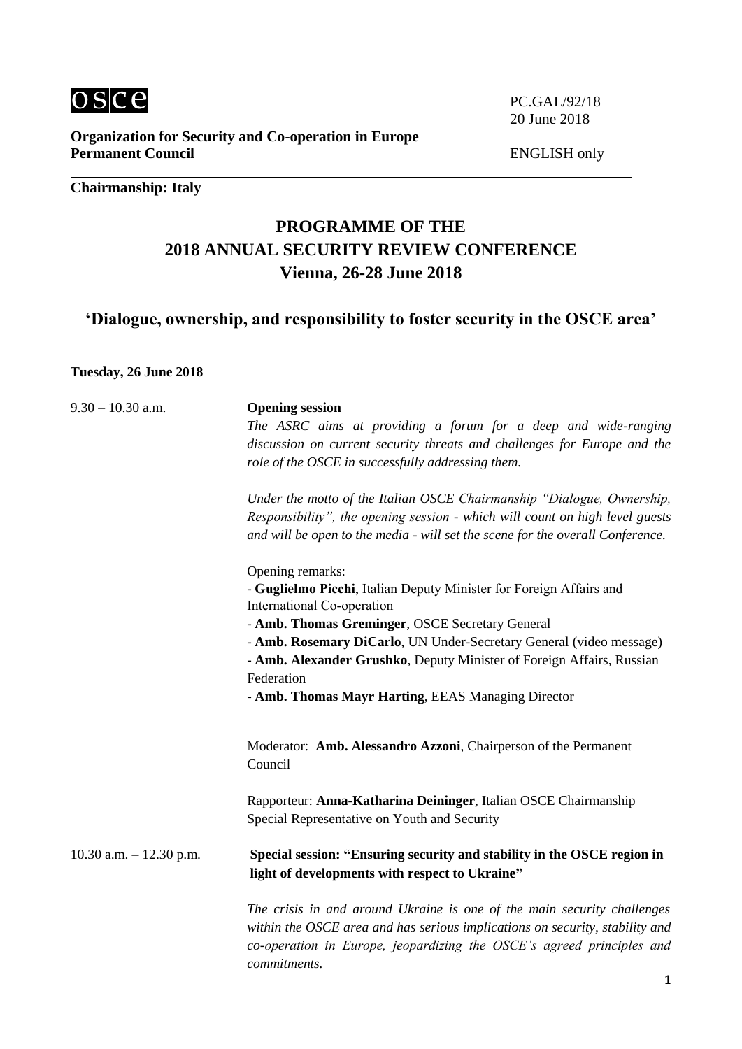osce

PC.GAL/92/18
20 June 2018

**Organization for Security and Co-operation in Europe**
**Permanent Council**

ENGLISH only

**Chairmanship: Italy**

# PROGRAMME OF THE 2018 ANNUAL SECURITY REVIEW CONFERENCE Vienna, 26-28 June 2018

## 'Dialogue, ownership, and responsibility to foster security in the OSCE area'

**Tuesday, 26 June 2018**

9.30 – 10.30 a.m. **Opening session**

*The ASRC aims at providing a forum for a deep and wide-ranging discussion on current security threats and challenges for Europe and the role of the OSCE in successfully addressing them.*

*Under the motto of the Italian OSCE Chairmanship "Dialogue, Ownership, Responsibility", the opening session - which will count on high level guests and will be open to the media - will set the scene for the overall Conference.*

Opening remarks:
- **Guglielmo Picchi**, Italian Deputy Minister for Foreign Affairs and International Co-operation
- **Amb. Thomas Greminger**, OSCE Secretary General
- **Amb. Rosemary DiCarlo**, UN Under-Secretary General (video message)
- **Amb. Alexander Grushko**, Deputy Minister of Foreign Affairs, Russian Federation
- **Amb. Thomas Mayr Harting**, EEAS Managing Director

Moderator: **Amb. Alessandro Azzoni**, Chairperson of the Permanent Council

Rapporteur: **Anna-Katharina Deininger**, Italian OSCE Chairmanship Special Representative on Youth and Security

10.30 a.m. – 12.30 p.m. **Special session: "Ensuring security and stability in the OSCE region in light of developments with respect to Ukraine"**

*The crisis in and around Ukraine is one of the main security challenges within the OSCE area and has serious implications on security, stability and co-operation in Europe, jeopardizing the OSCE's agreed principles and commitments.*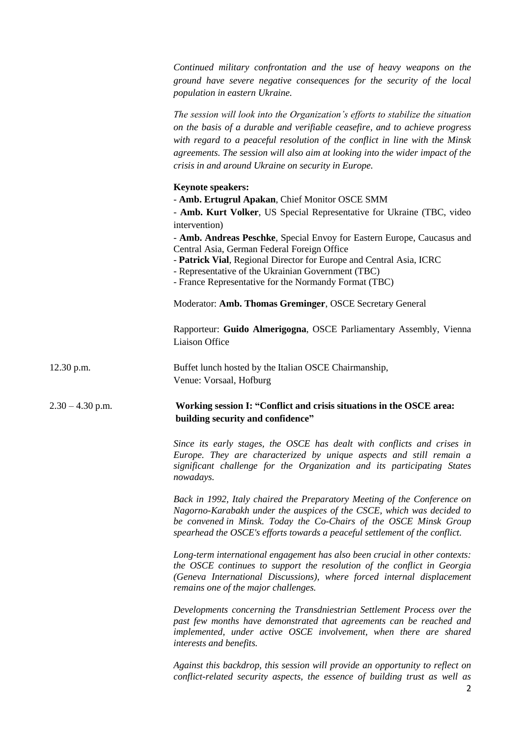*Continued military confrontation and the use of heavy weapons on the ground have severe negative consequences for the security of the local population in eastern Ukraine.*

*The session will look into the Organization's efforts to stabilize the situation on the basis of a durable and verifiable ceasefire, and to achieve progress with regard to a peaceful resolution of the conflict in line with the Minsk agreements. The session will also aim at looking into the wider impact of the crisis in and around Ukraine on security in Europe.*

**Keynote speakers:**

- **Amb. Ertugrul Apakan**, Chief Monitor OSCE SMM
- **Amb. Kurt Volker**, US Special Representative for Ukraine (TBC, video intervention)
- **Amb. Andreas Peschke**, Special Envoy for Eastern Europe, Caucasus and Central Asia, German Federal Foreign Office
- **Patrick Vial**, Regional Director for Europe and Central Asia, ICRC
- Representative of the Ukrainian Government (TBC)
- France Representative for the Normandy Format (TBC)

Moderator: **Amb. Thomas Greminger**, OSCE Secretary General

Rapporteur: **Guido Almerigogna**, OSCE Parliamentary Assembly, Vienna Liaison Office

12.30 p.m. Buffet lunch hosted by the Italian OSCE Chairmanship,
Venue: Vorsaal, Hofburg

2.30 – 4.30 p.m. **Working session I: "Conflict and crisis situations in the OSCE area: building security and confidence"**

*Since its early stages, the OSCE has dealt with conflicts and crises in Europe. They are characterized by unique aspects and still remain a significant challenge for the Organization and its participating States nowadays.*

*Back in 1992, Italy chaired the Preparatory Meeting of the Conference on Nagorno-Karabakh under the auspices of the CSCE, which was decided to be convened in Minsk. Today the Co-Chairs of the OSCE Minsk Group spearhead the OSCE's efforts towards a peaceful settlement of the conflict.*

*Long-term international engagement has also been crucial in other contexts: the OSCE continues to support the resolution of the conflict in Georgia (Geneva International Discussions), where forced internal displacement remains one of the major challenges.*

*Developments concerning the Transdniestrian Settlement Process over the past few months have demonstrated that agreements can be reached and implemented, under active OSCE involvement, when there are shared interests and benefits.*

*Against this backdrop, this session will provide an opportunity to reflect on conflict-related security aspects, the essence of building trust as well as*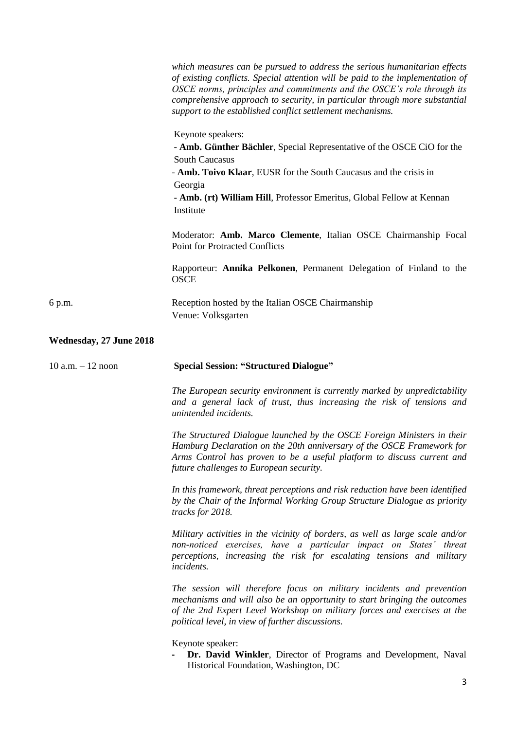*which measures can be pursued to address the serious humanitarian effects of existing conflicts. Special attention will be paid to the implementation of OSCE norms, principles and commitments and the OSCE's role through its comprehensive approach to security, in particular through more substantial support to the established conflict settlement mechanisms.*

Keynote speakers:
- **Amb. Günther Bächler**, Special Representative of the OSCE CiO for the South Caucasus
- **Amb. Toivo Klaar**, EUSR for the South Caucasus and the crisis in Georgia
- **Amb. (rt) William Hill**, Professor Emeritus, Global Fellow at Kennan Institute

Moderator: **Amb. Marco Clemente**, Italian OSCE Chairmanship Focal Point for Protracted Conflicts

Rapporteur: **Annika Pelkonen**, Permanent Delegation of Finland to the OSCE

6 p.m. Reception hosted by the Italian OSCE Chairmanship
Venue: Volksgarten

**Wednesday, 27 June 2018**

10 a.m. – 12 noon **Special Session: "Structured Dialogue"**

*The European security environment is currently marked by unpredictability and a general lack of trust, thus increasing the risk of tensions and unintended incidents.*

*The Structured Dialogue launched by the OSCE Foreign Ministers in their Hamburg Declaration on the 20th anniversary of the OSCE Framework for Arms Control has proven to be a useful platform to discuss current and future challenges to European security.*

*In this framework, threat perceptions and risk reduction have been identified by the Chair of the Informal Working Group Structure Dialogue as priority tracks for 2018.*

*Military activities in the vicinity of borders, as well as large scale and/or non-noticed exercises, have a particular impact on States' threat perceptions, increasing the risk for escalating tensions and military incidents.*

*The session will therefore focus on military incidents and prevention mechanisms and will also be an opportunity to start bringing the outcomes of the 2nd Expert Level Workshop on military forces and exercises at the political level, in view of further discussions.*

Keynote speaker:
- **Dr. David Winkler**, Director of Programs and Development, Naval Historical Foundation, Washington, DC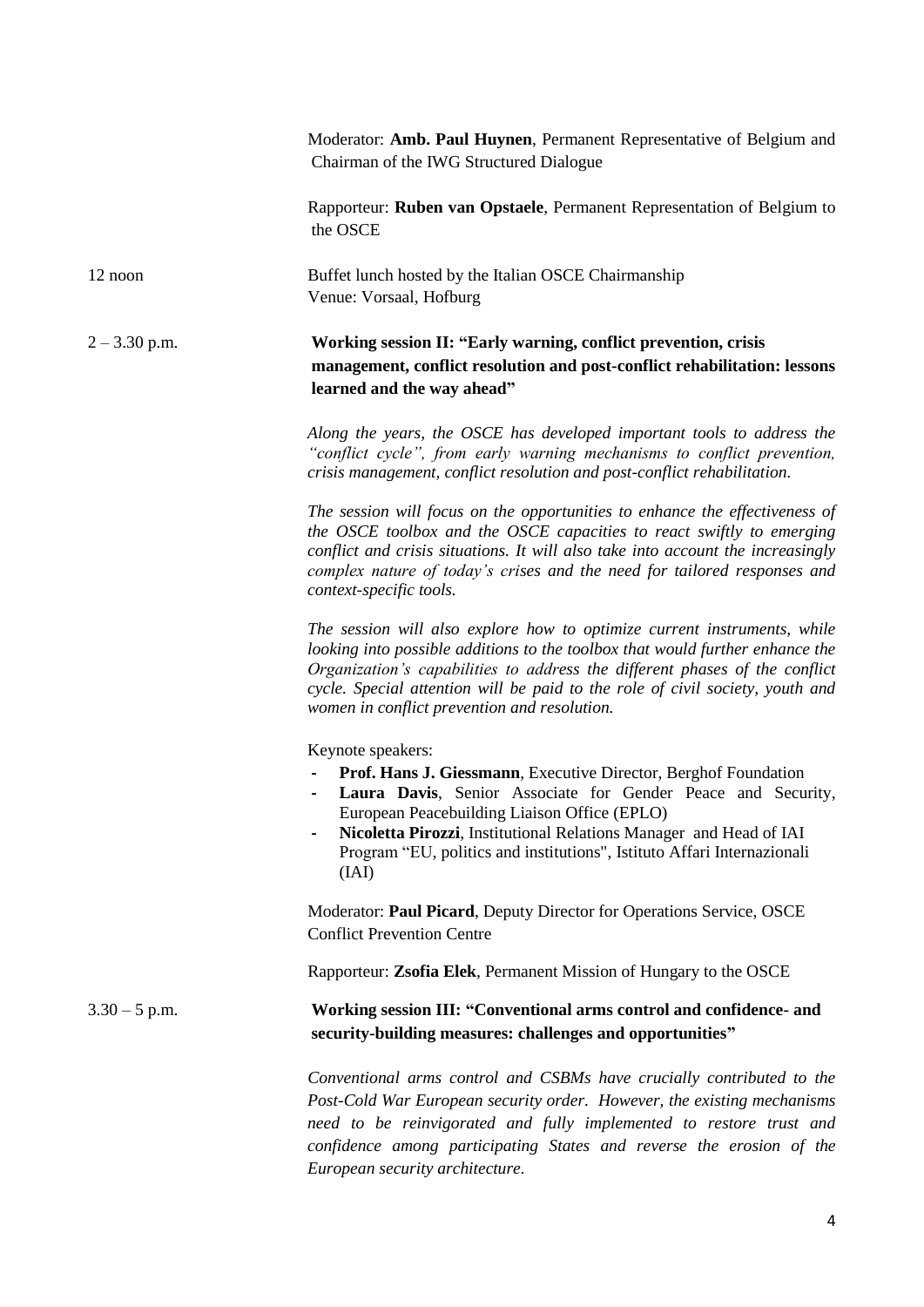Moderator: **Amb. Paul Huynen**, Permanent Representative of Belgium and Chairman of the IWG Structured Dialogue

Rapporteur: **Ruben van Opstaele**, Permanent Representation of Belgium to the OSCE

12 noon — Buffet lunch hosted by the Italian OSCE Chairmanship
Venue: Vorsaal, Hofburg

2 – 3.30 p.m. — **Working session II: "Early warning, conflict prevention, crisis management, conflict resolution and post-conflict rehabilitation: lessons learned and the way ahead"**

*Along the years, the OSCE has developed important tools to address the "conflict cycle", from early warning mechanisms to conflict prevention, crisis management, conflict resolution and post-conflict rehabilitation.*

*The session will focus on the opportunities to enhance the effectiveness of the OSCE toolbox and the OSCE capacities to react swiftly to emerging conflict and crisis situations. It will also take into account the increasingly complex nature of today's crises and the need for tailored responses and context-specific tools.*

*The session will also explore how to optimize current instruments, while looking into possible additions to the toolbox that would further enhance the Organization's capabilities to address the different phases of the conflict cycle. Special attention will be paid to the role of civil society, youth and women in conflict prevention and resolution.*

Keynote speakers:

- **Prof. Hans J. Giessmann**, Executive Director, Berghof Foundation
- **Laura Davis**, Senior Associate for Gender Peace and Security, European Peacebuilding Liaison Office (EPLO)
- **Nicoletta Pirozzi**, Institutional Relations Manager and Head of IAI Program "EU, politics and institutions", Istituto Affari Internazionali (IAI)

Moderator: **Paul Picard**, Deputy Director for Operations Service, OSCE Conflict Prevention Centre

Rapporteur: **Zsofia Elek**, Permanent Mission of Hungary to the OSCE

3.30 – 5 p.m. — **Working session III: "Conventional arms control and confidence- and security-building measures: challenges and opportunities"**

*Conventional arms control and CSBMs have crucially contributed to the Post-Cold War European security order. However, the existing mechanisms need to be reinvigorated and fully implemented to restore trust and confidence among participating States and reverse the erosion of the European security architecture.*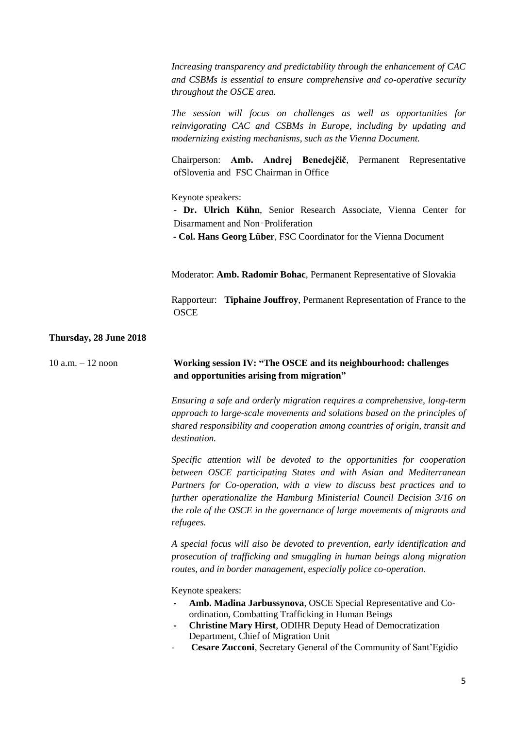*Increasing transparency and predictability through the enhancement of CAC and CSBMs is essential to ensure comprehensive and co-operative security throughout the OSCE area.*

*The session will focus on challenges as well as opportunities for reinvigorating CAC and CSBMs in Europe, including by updating and modernizing existing mechanisms, such as the Vienna Document.*

Chairperson: **Amb. Andrej Benedejčič**, Permanent Representative ofSlovenia and FSC Chairman in Office

Keynote speakers:
- **Dr. Ulrich Kühn**, Senior Research Associate, Vienna Center for Disarmament and Non‑Proliferation
- **Col. Hans Georg Lüber**, FSC Coordinator for the Vienna Document

Moderator: **Amb. Radomir Bohac**, Permanent Representative of Slovakia

Rapporteur: **Tiphaine Jouffroy**, Permanent Representation of France to the OSCE

**Thursday, 28 June 2018**

10 a.m. – 12 noon **Working session IV: "The OSCE and its neighbourhood: challenges and opportunities arising from migration"**

*Ensuring a safe and orderly migration requires a comprehensive, long-term approach to large-scale movements and solutions based on the principles of shared responsibility and cooperation among countries of origin, transit and destination.*

*Specific attention will be devoted to the opportunities for cooperation between OSCE participating States and with Asian and Mediterranean Partners for Co-operation, with a view to discuss best practices and to further operationalize the Hamburg Ministerial Council Decision 3/16 on the role of the OSCE in the governance of large movements of migrants and refugees.*

*A special focus will also be devoted to prevention, early identification and prosecution of trafficking and smuggling in human beings along migration routes, and in border management, especially police co-operation.*

Keynote speakers:
- **Amb. Madina Jarbussynova**, OSCE Special Representative and Co-ordination, Combatting Trafficking in Human Beings
- **Christine Mary Hirst**, ODIHR Deputy Head of Democratization Department, Chief of Migration Unit
- **Cesare Zucconi**, Secretary General of the Community of Sant'Egidio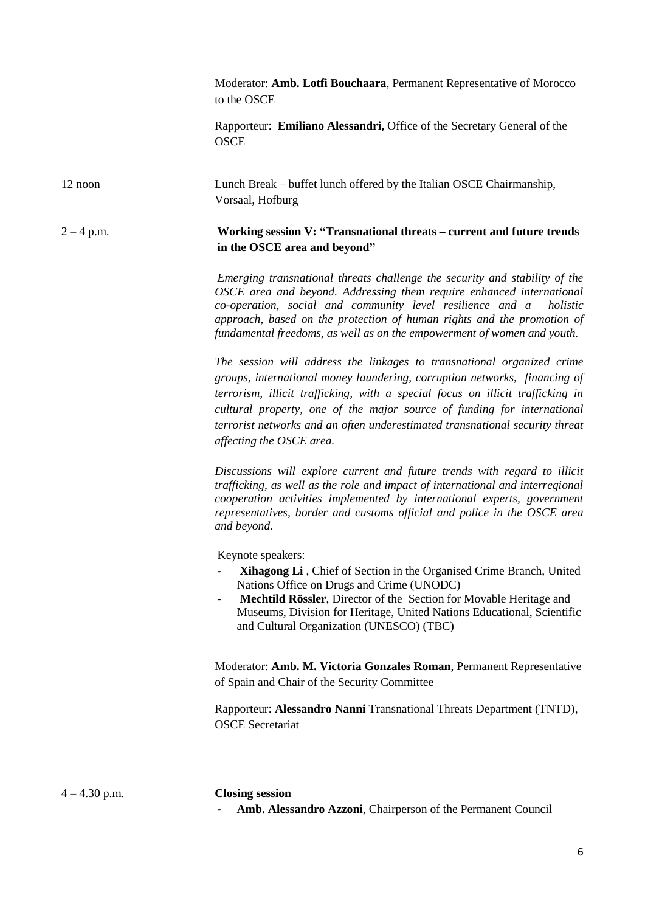Moderator: **Amb. Lotfi Bouchaara**, Permanent Representative of Morocco to the OSCE

Rapporteur: **Emiliano Alessandri,** Office of the Secretary General of the OSCE

12 noon

Lunch Break – buffet lunch offered by the Italian OSCE Chairmanship, Vorsaal, Hofburg

2 – 4 p.m.

**Working session V: "Transnational threats – current and future trends in the OSCE area and beyond"**

*Emerging transnational threats challenge the security and stability of the OSCE area and beyond. Addressing them require enhanced international co-operation, social and community level resilience and a holistic approach, based on the protection of human rights and the promotion of fundamental freedoms, as well as on the empowerment of women and youth.*

*The session will address the linkages to transnational organized crime groups, international money laundering, corruption networks, financing of terrorism, illicit trafficking, with a special focus on illicit trafficking in cultural property, one of the major source of funding for international terrorist networks and an often underestimated transnational security threat affecting the OSCE area.*

*Discussions will explore current and future trends with regard to illicit trafficking, as well as the role and impact of international and interregional cooperation activities implemented by international experts, government representatives, border and customs official and police in the OSCE area and beyond.*

Keynote speakers:

- **Xihagong Li** , Chief of Section in the Organised Crime Branch, United Nations Office on Drugs and Crime (UNODC)
- **Mechtild Rössler**, Director of the Section for Movable Heritage and Museums, Division for Heritage, United Nations Educational, Scientific and Cultural Organization (UNESCO) (TBC)

Moderator: **Amb. M. Victoria Gonzales Roman**, Permanent Representative of Spain and Chair of the Security Committee

Rapporteur: **Alessandro Nanni** Transnational Threats Department (TNTD), OSCE Secretariat

4 – 4.30 p.m.

**Closing session**

- **Amb. Alessandro Azzoni**, Chairperson of the Permanent Council